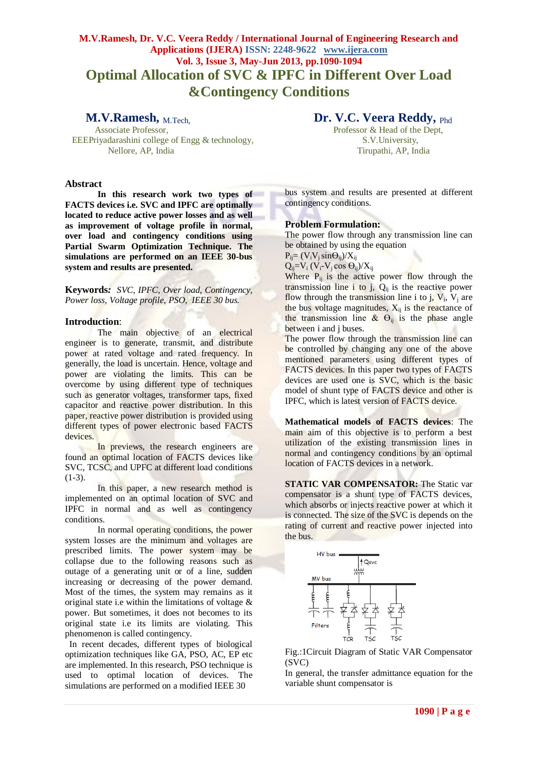# Optimal Allocation of SVC & IPFC in Different Over Load &Contingency Conditions

**M.V.Ramesh,** M.Tech,
Associate Professor,
EEEPriyadarashini college of Engg & technology,
Nellore, AP, India

**Dr. V.C. Veera Reddy,** Phd
Professor & Head of the Dept,
S.V.University,
Tirupathi, AP, India

## Abstract

**In this research work two types of FACTS devices i.e. SVC and IPFC are optimally located to reduce active power losses and as well as improvement of voltage profile in normal, over load and contingency conditions using Partial Swarm Optimization Technique. The simulations are performed on an IEEE 30-bus system and results are presented.**

**Keywords***:* *SVC, IPFC, Over load, Contingency, Power loss, Voltage profile, PSO, IEEE 30 bus.*

## Introduction:

The main objective of an electrical engineer is to generate, transmit, and distribute power at rated voltage and rated frequency. In generally, the load is uncertain. Hence, voltage and power are violating the limits. This can be overcome by using different type of techniques such as generator voltages, transformer taps, fixed capacitor and reactive power distribution. In this paper, reactive power distribution is provided using different types of power electronic based FACTS devices.

In previews, the research engineers are found an optimal location of FACTS devices like SVC, TCSC, and UPFC at different load conditions (1-3).

In this paper, a new research method is implemented on an optimal location of SVC and IPFC in normal and as well as contingency conditions.

In normal operating conditions, the power system losses are the minimum and voltages are prescribed limits. The power system may be collapse due to the following reasons such as outage of a generating unit or of a line, sudden increasing or decreasing of the power demand. Most of the times, the system may remains as it original state i.e within the limitations of voltage & power. But sometimes, it does not becomes to its original state i.e its limits are violating. This phenomenon is called contingency.

In recent decades, different types of biological optimization techniques like GA, PSO, AC, EP etc are implemented. In this research, PSO technique is used to optimal location of devices. The simulations are performed on a modified IEEE 30 bus system and results are presented at different contingency conditions.

## Problem Formulation:

The power flow through any transmission line can be obtained by using the equation

$P_{ij}= (V_i V_j \sin\Theta_{ij})/X_{ij}$

$Q_{ij}=V_i\,(V_i\text{-}V_j \cos\Theta_{ij})/X_{ij}$

Where $P_{ij}$ is the active power flow through the transmission line i to j, $Q_{ij}$ is the reactive power flow through the transmission line i to j, $V_i$, $V_j$ are the bus voltage magnitudes, $X_{ij}$ is the reactance of the transmission line & $\Theta_{ij}$ is the phase angle between i and j buses.

The power flow through the transmission line can be controlled by changing any one of the above mentioned parameters using different types of FACTS devices. In this paper two types of FACTS devices are used one is SVC, which is the basic model of shunt type of FACTS device and other is IPFC, which is latest version of FACTS device.

**Mathematical models of FACTS devices**: The main aim of this objective is to perform a best utilization of the existing transmission lines in normal and contingency conditions by an optimal location of FACTS devices in a network.

**STATIC VAR COMPENSATOR:** The Static var compensator is a shunt type of FACTS devices, which absorbs or injects reactive power at which it is connected. The size of the SVC is depends on the rating of current and reactive power injected into the bus.

Fig.:1Circuit Diagram of Static VAR Compensator (SVC)

In general, the transfer admittance equation for the variable shunt compensator is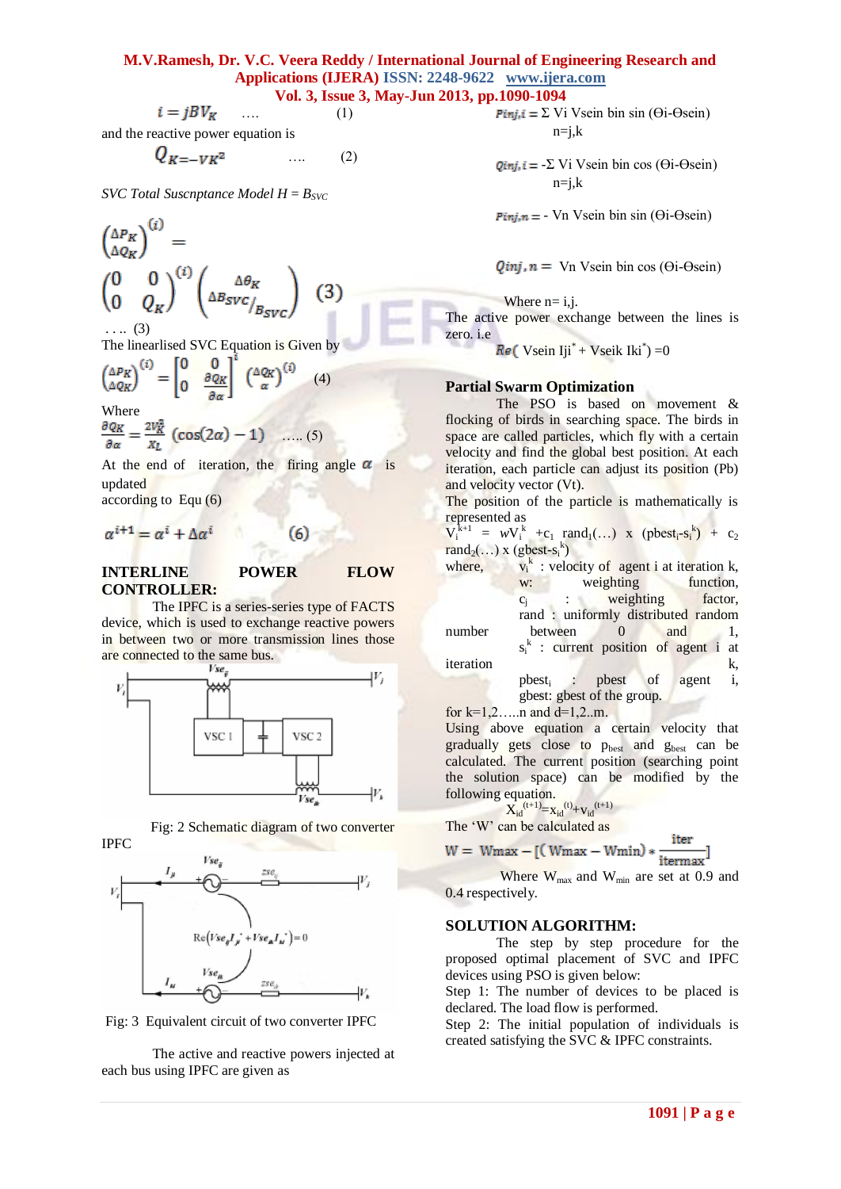$$i = jBV_K \quad \ldots. \quad (1)$$

and the reactive power equation is

$$Q_K = -V_K^2 \quad \ldots. \quad (2)$$

*SVC Total Suscnptance Model H = $B_{SVC}$*

$$\begin{pmatrix} \Delta P_K \\ \Delta Q_K \end{pmatrix}^{(i)} = \begin{pmatrix} 0 & 0 \\ 0 & Q_K \end{pmatrix}^{(i)} \begin{pmatrix} \Delta \theta_K \\ \Delta B_{SVC}/B_{SVC} \end{pmatrix} \quad (3)$$

…. (3)

The linearlised SVC Equation is Given by

$$\begin{pmatrix} \Delta P_K \\ \Delta Q_K \end{pmatrix}^{(i)} = \begin{bmatrix} 0 & 0 \\ 0 & \frac{\partial Q_K}{\partial \alpha} \end{bmatrix}^{i} \begin{pmatrix} \Delta Q_K \\ \alpha \end{pmatrix}^{(i)} \quad (4)$$

Where

$$\frac{\partial Q_K}{\partial \alpha} = \frac{2V_K^2}{X_L}(\cos(2\alpha) - 1) \quad \ldots.. (5)$$

At the end of iteration, the firing angle $\alpha$ is updated according to Equ (6)

$$\alpha^{i+1} = \alpha^i + \Delta\alpha^i \quad (6)$$

## INTERLINE POWER FLOW CONTROLLER:

The IPFC is a series-series type of FACTS device, which is used to exchange reactive powers in between two or more transmission lines those are connected to the same bus.

Fig: 2 Schematic diagram of two converter IPFC

Fig: 3 Equivalent circuit of two converter IPFC

The active and reactive powers injected at each bus using IPFC are given as

$$P_{inj,i} = \Sigma\, V_i\, V_{sein}\, b_{in} \sin(\Theta_i - \Theta_{sein}) \quad n=j,k$$

$$Q_{inj,i} = -\Sigma\, V_i\, V_{sein}\, b_{in} \cos(\Theta_i - \Theta_{sein}) \quad n=j,k$$

$$P_{inj,n} = -\, V_n\, V_{sein}\, b_{in} \sin(\Theta_i - \Theta_{sein})$$

$$Q_{inj,n} = V_n\, V_{sein}\, b_{in} \cos(\Theta_i - \Theta_{sein})$$

Where n= i,j.

The active power exchange between the lines is zero. i.e

$$Re(\, V_{sein} I_{ji}^* + V_{seik} I_{ki}^*) = 0$$

## Partial Swarm Optimization

The PSO is based on movement & flocking of birds in searching space. The birds in space are called particles, which fly with a certain velocity and find the global best position. At each iteration, each particle can adjust its position (Pb) and velocity vector (Vt).

The position of the particle is mathematically is represented as

$$V_i^{k+1} = wV_i^k + c_1\, rand_1(\ldots) \times (pbest_i - s_i^k) + c_2\, rand_2(\ldots) \times (gbest - s_i^k)$$

where, $v_i^k$ : velocity of agent i at iteration k,
w: weighting function,
$c_j$ : weighting factor,
rand : uniformly distributed random number between 0 and 1,
$s_i^k$ : current position of agent i at iteration k,
$pbest_i$ : pbest of agent i,
gbest: gbest of the group.

for k=1,2…..n and d=1,2..m.

Using above equation a certain velocity that gradually gets close to $p_{best}$ and $g_{best}$ can be calculated. The current position (searching point the solution space) can be modified by the following equation.

$$X_{id}^{(t+1)} = x_{id}^{(t)} + v_{id}^{(t+1)}$$

The 'W' can be calculated as

$$W = W_{max} - [(W_{max} - W_{min}) * \frac{iter}{itermax}]$$

Where $W_{max}$ and $W_{min}$ are set at 0.9 and 0.4 respectively.

## SOLUTION ALGORITHM:

The step by step procedure for the proposed optimal placement of SVC and IPFC devices using PSO is given below:

Step 1: The number of devices to be placed is declared. The load flow is performed.

Step 2: The initial population of individuals is created satisfying the SVC & IPFC constraints.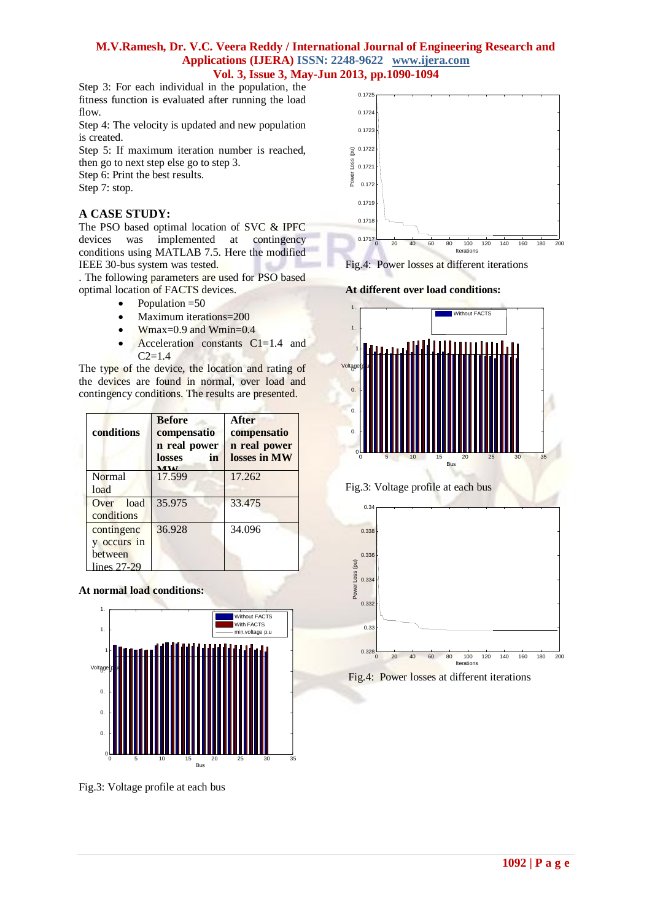Step 3: For each individual in the population, the fitness function is evaluated after running the load flow.

Step 4: The velocity is updated and new population is created.

Step 5: If maximum iteration number is reached, then go to next step else go to step 3.

Step 6: Print the best results.

Step 7: stop.

## A CASE STUDY:

The PSO based optimal location of SVC & IPFC devices was implemented at contingency conditions using MATLAB 7.5. Here the modified IEEE 30-bus system was tested.

. The following parameters are used for PSO based optimal location of FACTS devices.

- Population =50
- Maximum iterations=200
- Wmax=0.9 and Wmin=0.4
- Acceleration constants C1=1.4 and C2=1.4

The type of the device, the location and rating of the devices are found in normal, over load and contingency conditions. The results are presented.

| conditions | Before compensation real power losses in MW | After compensation real power losses in MW |
|---|---|---|
| Normal load | 17.599 | 17.262 |
| Over load conditions | 35.975 | 33.475 |
| contingency occurs in between lines 27-29 | 36.928 | 34.096 |

**At normal load conditions:**

Fig.3: Voltage profile at each bus

Fig.4: Power losses at different iterations

**At different over load conditions:**

Fig.3: Voltage profile at each bus

Fig.4: Power losses at different iterations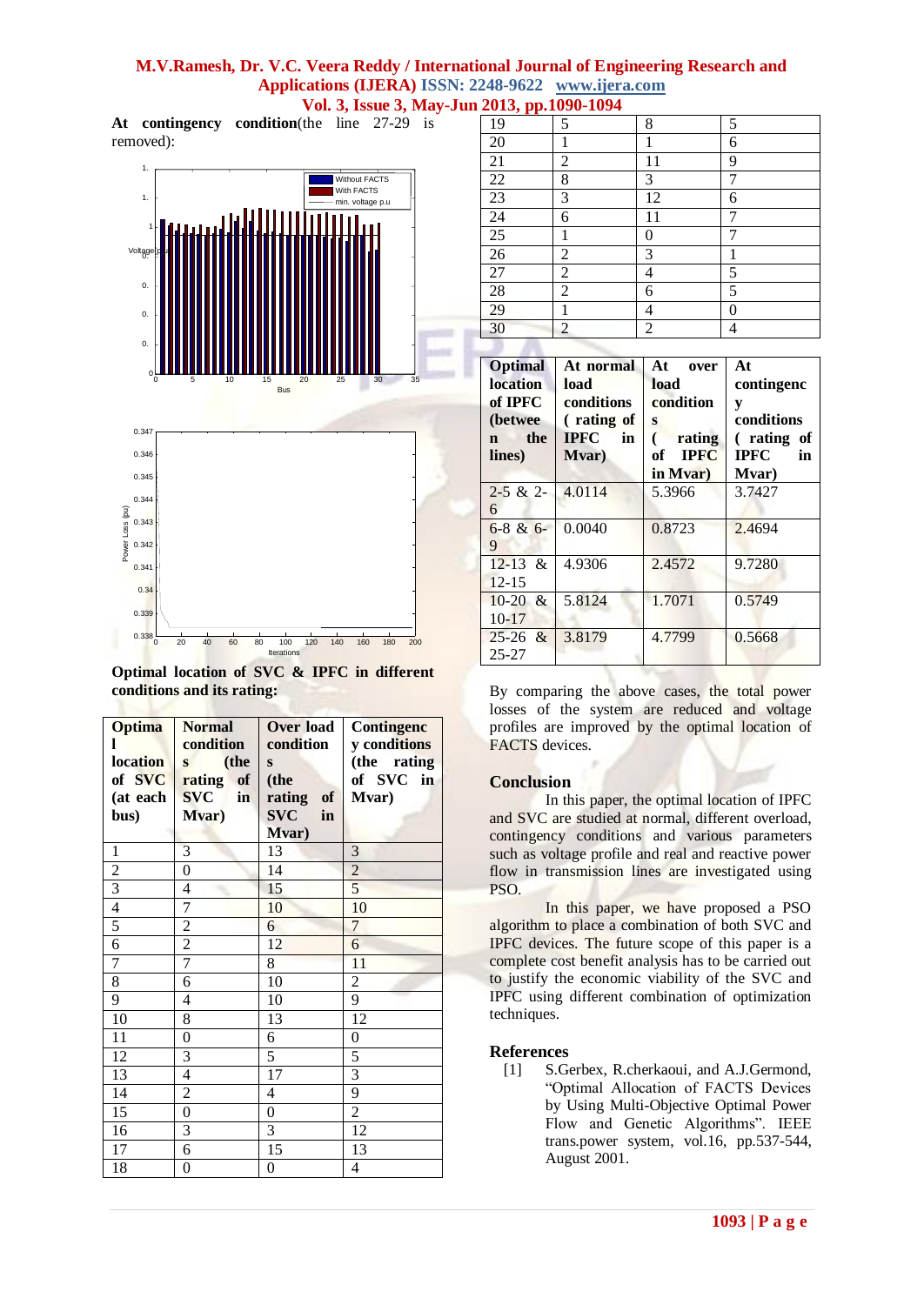**At contingency condition**(the line 27-29 is removed):

**Optimal location of SVC & IPFC in different conditions and its rating:**

| Optimal location of SVC (at each bus) | Normal conditions (the rating of SVC in Mvar) | Over load conditions (the rating of SVC in Mvar) | Contingency conditions (the rating of SVC in Mvar) |
|---|---|---|---|
| 1 | 3 | 13 | 3 |
| 2 | 0 | 14 | 2 |
| 3 | 4 | 15 | 5 |
| 4 | 7 | 10 | 10 |
| 5 | 2 | 6 | 7 |
| 6 | 2 | 12 | 6 |
| 7 | 7 | 8 | 11 |
| 8 | 6 | 10 | 2 |
| 9 | 4 | 10 | 9 |
| 10 | 8 | 13 | 12 |
| 11 | 0 | 6 | 0 |
| 12 | 3 | 5 | 5 |
| 13 | 4 | 17 | 3 |
| 14 | 2 | 4 | 9 |
| 15 | 0 | 0 | 2 |
| 16 | 3 | 3 | 12 |
| 17 | 6 | 15 | 13 |
| 18 | 0 | 0 | 4 |
| 19 | 5 | 8 | 5 |
| 20 | 1 | 1 | 6 |
| 21 | 2 | 11 | 9 |
| 22 | 8 | 3 | 7 |
| 23 | 3 | 12 | 6 |
| 24 | 6 | 11 | 7 |
| 25 | 1 | 0 | 7 |
| 26 | 2 | 3 | 1 |
| 27 | 2 | 4 | 5 |
| 28 | 2 | 6 | 5 |
| 29 | 1 | 4 | 0 |
| 30 | 2 | 2 | 4 |

| Optimal location of IPFC (between the lines) | At normal load conditions ( rating of IPFC in Mvar) | At over load conditions ( rating of IPFC in Mvar) | At contingency conditions ( rating of IPFC in Mvar) |
|---|---|---|---|
| 2-5 & 2-6 | 4.0114 | 5.3966 | 3.7427 |
| 6-8 & 6-9 | 0.0040 | 0.8723 | 2.4694 |
| 12-13 & 12-15 | 4.9306 | 2.4572 | 9.7280 |
| 10-20 & 10-17 | 5.8124 | 1.7071 | 0.5749 |
| 25-26 & 25-27 | 3.8179 | 4.7799 | 0.5668 |

By comparing the above cases, the total power losses of the system are reduced and voltage profiles are improved by the optimal location of FACTS devices.

## Conclusion

In this paper, the optimal location of IPFC and SVC are studied at normal, different overload, contingency conditions and various parameters such as voltage profile and real and reactive power flow in transmission lines are investigated using PSO.

In this paper, we have proposed a PSO algorithm to place a combination of both SVC and IPFC devices. The future scope of this paper is a complete cost benefit analysis has to be carried out to justify the economic viability of the SVC and IPFC using different combination of optimization techniques.

## References

[1] S.Gerbex, R.cherkaoui, and A.J.Germond, "Optimal Allocation of FACTS Devices by Using Multi-Objective Optimal Power Flow and Genetic Algorithms". IEEE trans.power system, vol.16, pp.537-544, August 2001.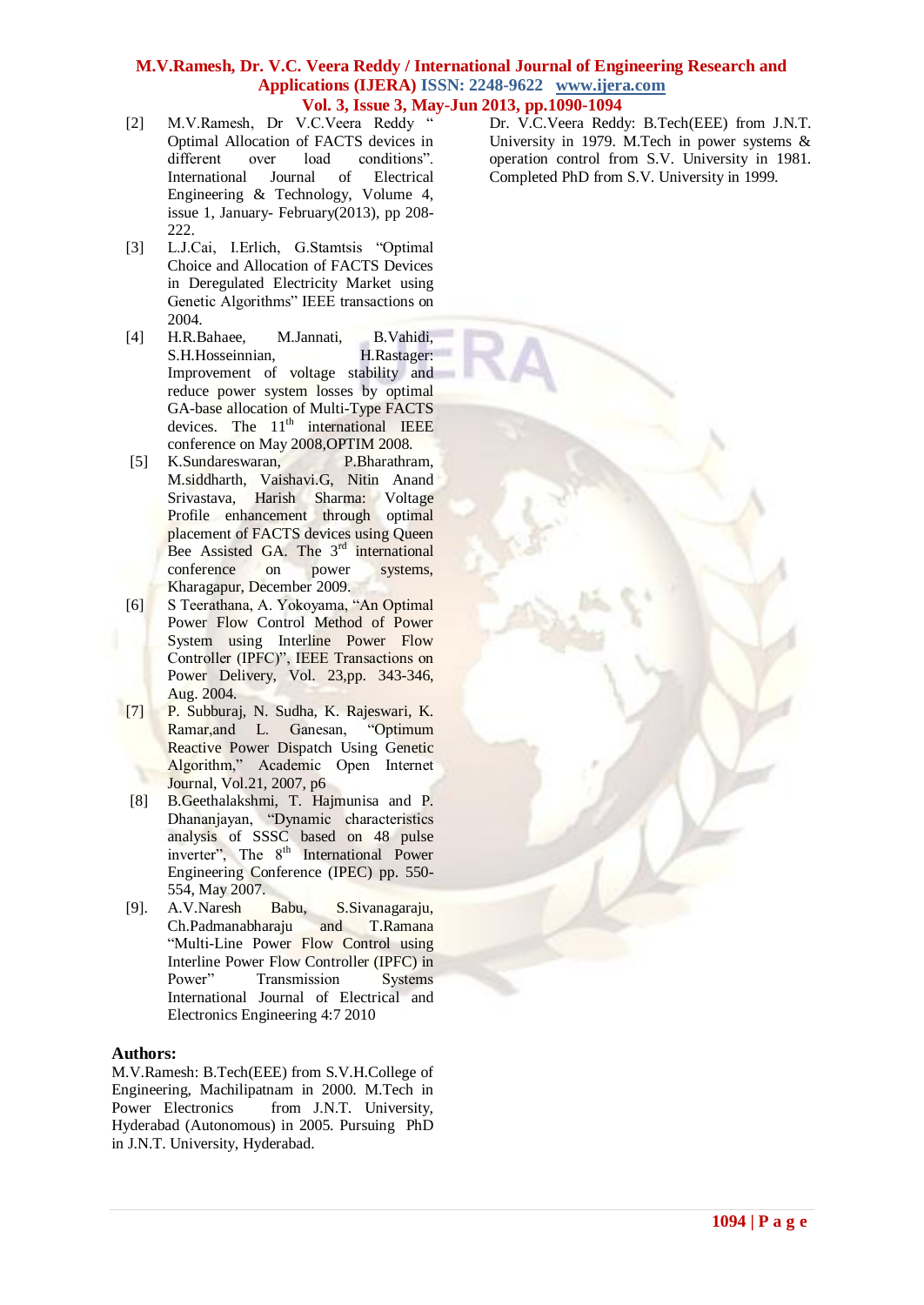[2] M.V.Ramesh, Dr V.C.Veera Reddy " Optimal Allocation of FACTS devices in different over load conditions". International Journal of Electrical Engineering & Technology, Volume 4, issue 1, January- February(2013), pp 208-222.

[3] L.J.Cai, I.Erlich, G.Stamtsis "Optimal Choice and Allocation of FACTS Devices in Deregulated Electricity Market using Genetic Algorithms" IEEE transactions on 2004.

[4] H.R.Bahaee, M.Jannati, B.Vahidi, S.H.Hosseinnian, H.Rastager: Improvement of voltage stability and reduce power system losses by optimal GA-base allocation of Multi-Type FACTS devices. The 11th international IEEE conference on May 2008,OPTIM 2008.

[5] K.Sundareswaran, P.Bharathram, M.siddharth, Vaishavi.G, Nitin Anand Srivastava, Harish Sharma: Voltage Profile enhancement through optimal placement of FACTS devices using Queen Bee Assisted GA. The 3rd international conference on power systems, Kharagapur, December 2009.

[6] S Teerathana, A. Yokoyama, "An Optimal Power Flow Control Method of Power System using Interline Power Flow Controller (IPFC)", IEEE Transactions on Power Delivery, Vol. 23,pp. 343-346, Aug. 2004.

[7] P. Subburaj, N. Sudha, K. Rajeswari, K. Ramar,and L. Ganesan, "Optimum Reactive Power Dispatch Using Genetic Algorithm," Academic Open Internet Journal, Vol.21, 2007, p6

[8] B.Geethalakshmi, T. Hajmunisa and P. Dhananjayan, "Dynamic characteristics analysis of SSSC based on 48 pulse inverter", The 8th International Power Engineering Conference (IPEC) pp. 550-554, May 2007.

[9]. A.V.Naresh Babu, S.Sivanagaraju, Ch.Padmanabharaju and T.Ramana "Multi-Line Power Flow Control using Interline Power Flow Controller (IPFC) in Power" Transmission Systems International Journal of Electrical and Electronics Engineering 4:7 2010

## Authors:

M.V.Ramesh: B.Tech(EEE) from S.V.H.College of Engineering, Machilipatnam in 2000. M.Tech in Power Electronics from J.N.T. University, Hyderabad (Autonomous) in 2005. Pursuing PhD in J.N.T. University, Hyderabad.

Dr. V.C.Veera Reddy: B.Tech(EEE) from J.N.T. University in 1979. M.Tech in power systems & operation control from S.V. University in 1981. Completed PhD from S.V. University in 1999.